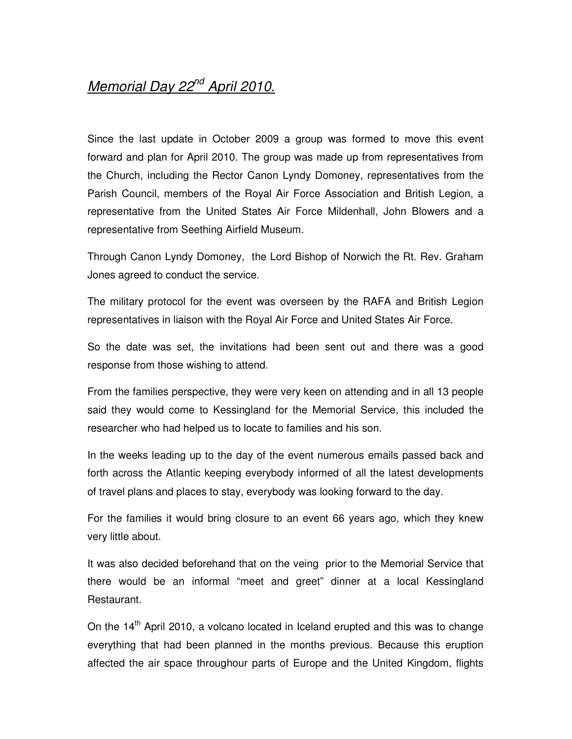# *Memorial Day 22nd April 2010.*

Since the last update in October 2009 a group was formed to move this event forward and plan for April 2010. The group was made up from representatives from the Church, including the Rector Canon Lyndy Domoney, representatives from the Parish Council, members of the Royal Air Force Association and British Legion, a representative from the United States Air Force Mildenhall, John Blowers and a representative from Seething Airfield Museum.

Through Canon Lyndy Domoney, the Lord Bishop of Norwich the Rt. Rev. Graham Jones agreed to conduct the service.

The military protocol for the event was overseen by the RAFA and British Legion representatives in liaison with the Royal Air Force and United States Air Force.

So the date was set, the invitations had been sent out and there was a good response from those wishing to attend.

From the families perspective, they were very keen on attending and in all 13 people said they would come to Kessingland for the Memorial Service, this included the researcher who had helped us to locate to families and his son.

In the weeks leading up to the day of the event numerous emails passed back and forth across the Atlantic keeping everybody informed of all the latest developments of travel plans and places to stay, everybody was looking forward to the day.

For the families it would bring closure to an event 66 years ago, which they knew very little about.

It was also decided beforehand that on the veing prior to the Memorial Service that there would be an informal "meet and greet" dinner at a local Kessingland Restaurant.

On the 14th April 2010, a volcano located in Iceland erupted and this was to change everything that had been planned in the months previous. Because this eruption affected the air space throughour parts of Europe and the United Kingdom, flights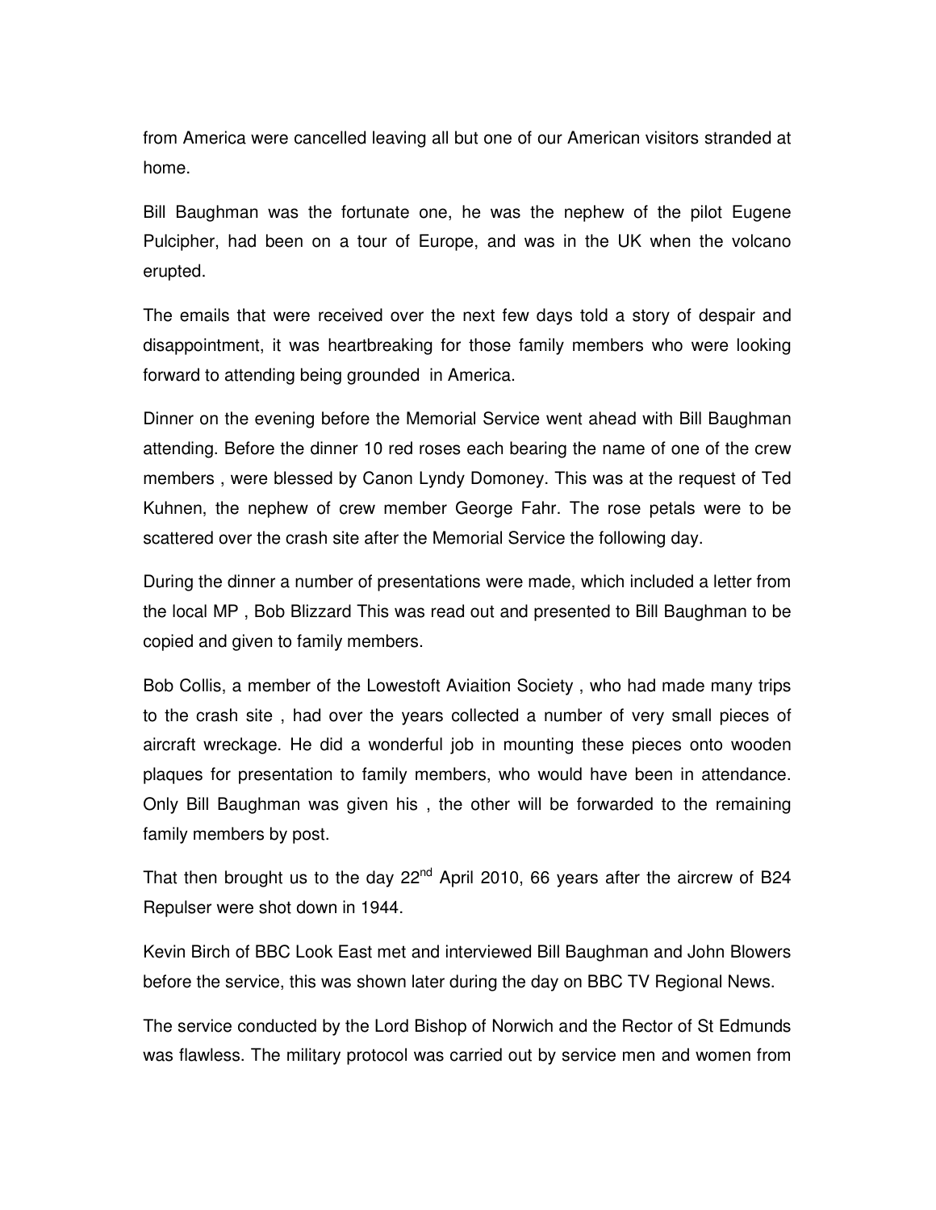from America were cancelled leaving all but one of our American visitors stranded at home.

Bill Baughman was the fortunate one, he was the nephew of the pilot Eugene Pulcipher, had been on a tour of Europe, and was in the UK when the volcano erupted.

The emails that were received over the next few days told a story of despair and disappointment, it was heartbreaking for those family members who were looking forward to attending being grounded in America.

Dinner on the evening before the Memorial Service went ahead with Bill Baughman attending. Before the dinner 10 red roses each bearing the name of one of the crew members , were blessed by Canon Lyndy Domoney. This was at the request of Ted Kuhnen, the nephew of crew member George Fahr. The rose petals were to be scattered over the crash site after the Memorial Service the following day.

During the dinner a number of presentations were made, which included a letter from the local MP , Bob Blizzard This was read out and presented to Bill Baughman to be copied and given to family members.

Bob Collis, a member of the Lowestoft Aviaition Society , who had made many trips to the crash site , had over the years collected a number of very small pieces of aircraft wreckage. He did a wonderful job in mounting these pieces onto wooden plaques for presentation to family members, who would have been in attendance. Only Bill Baughman was given his , the other will be forwarded to the remaining family members by post.

That then brought us to the day 22nd April 2010, 66 years after the aircrew of B24 Repulser were shot down in 1944.

Kevin Birch of BBC Look East met and interviewed Bill Baughman and John Blowers before the service, this was shown later during the day on BBC TV Regional News.

The service conducted by the Lord Bishop of Norwich and the Rector of St Edmunds was flawless. The military protocol was carried out by service men and women from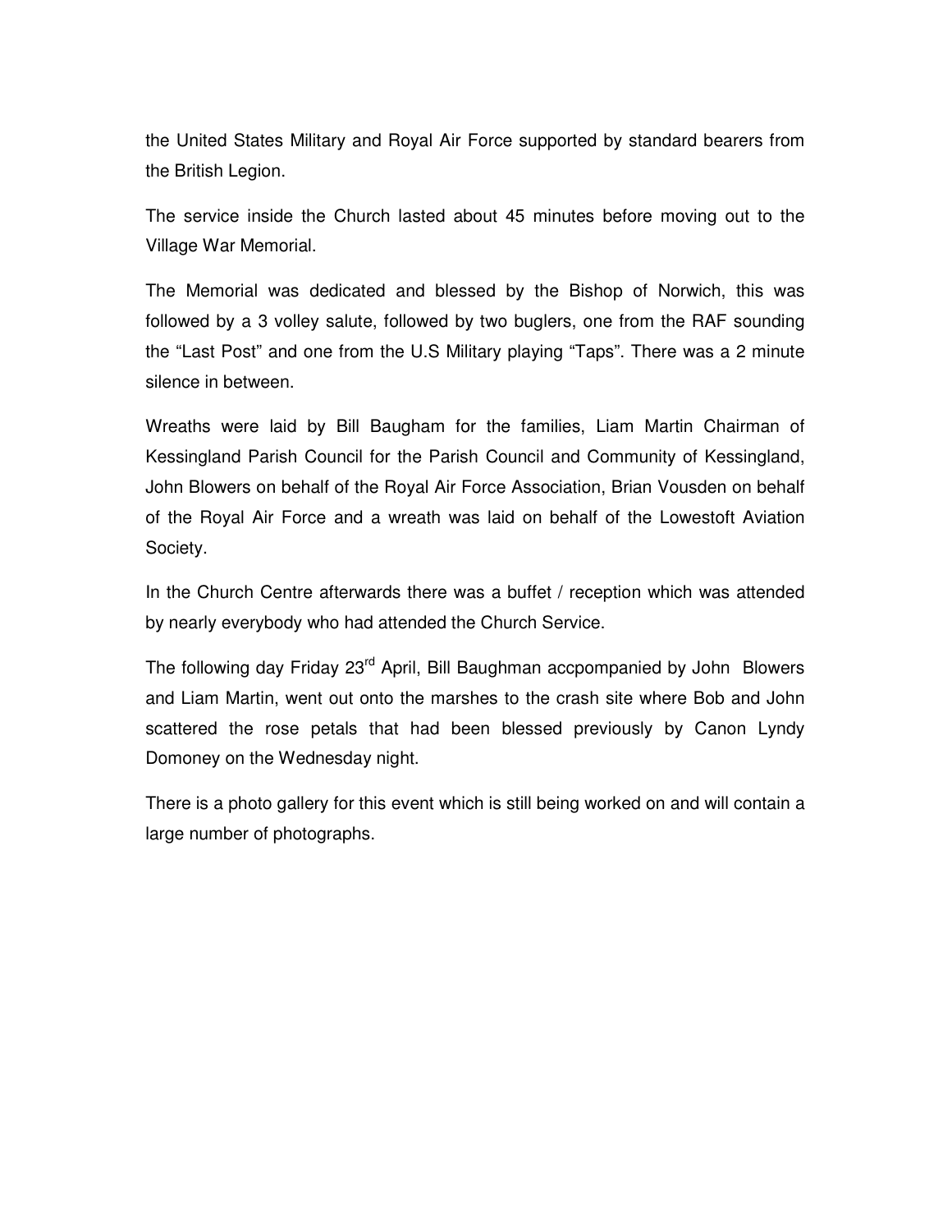the United States Military and Royal Air Force supported by standard bearers from the British Legion.

The service inside the Church lasted about 45 minutes before moving out to the Village War Memorial.

The Memorial was dedicated and blessed by the Bishop of Norwich, this was followed by a 3 volley salute, followed by two buglers, one from the RAF sounding the "Last Post" and one from the U.S Military playing "Taps". There was a 2 minute silence in between.

Wreaths were laid by Bill Baugham for the families, Liam Martin Chairman of Kessingland Parish Council for the Parish Council and Community of Kessingland, John Blowers on behalf of the Royal Air Force Association, Brian Vousden on behalf of the Royal Air Force and a wreath was laid on behalf of the Lowestoft Aviation Society.

In the Church Centre afterwards there was a buffet / reception which was attended by nearly everybody who had attended the Church Service.

The following day Friday 23rd April, Bill Baughman accpompanied by John Blowers and Liam Martin, went out onto the marshes to the crash site where Bob and John scattered the rose petals that had been blessed previously by Canon Lyndy Domoney on the Wednesday night.

There is a photo gallery for this event which is still being worked on and will contain a large number of photographs.